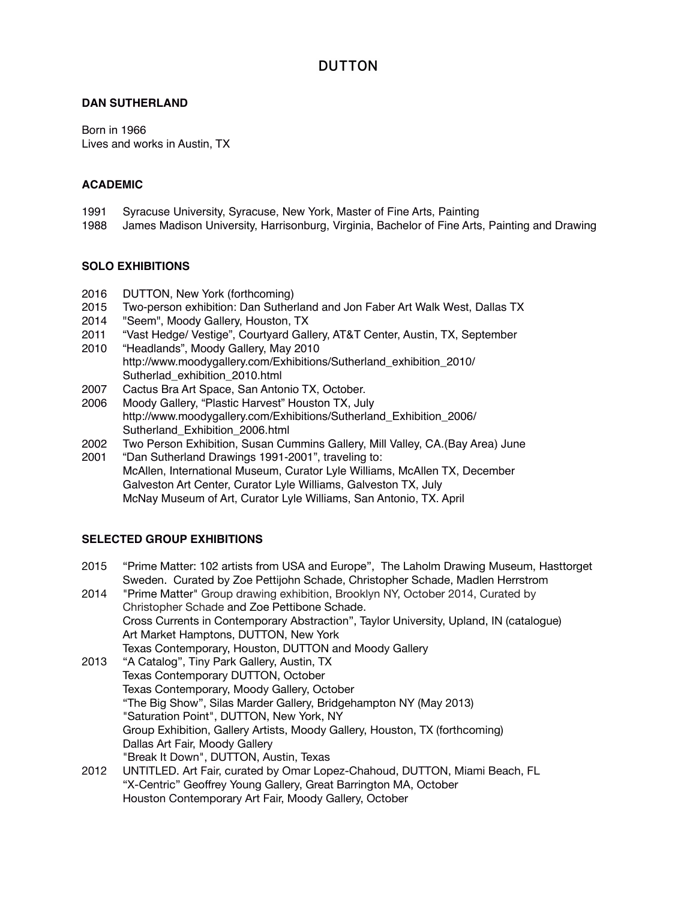# DUTTON

**DAN SUTHERLAND**

Born in 1966
Lives and works in Austin, TX

**ACADEMIC**

1991 Syracuse University, Syracuse, New York, Master of Fine Arts, Painting
1988 James Madison University, Harrisonburg, Virginia, Bachelor of Fine Arts, Painting and Drawing

**SOLO EXHIBITIONS**

2016 DUTTON, New York (forthcoming)
2015 Two-person exhibition: Dan Sutherland and Jon Faber Art Walk West, Dallas TX
2014 "Seem", Moody Gallery, Houston, TX
2011 “Vast Hedge/ Vestige”, Courtyard Gallery, AT&T Center, Austin, TX, September
2010 “Headlands”, Moody Gallery, May 2010
http://www.moodygallery.com/Exhibitions/Sutherland_exhibition_2010/Sutherlad_exhibition_2010.html
2007 Cactus Bra Art Space, San Antonio TX, October.
2006 Moody Gallery, “Plastic Harvest” Houston TX, July
http://www.moodygallery.com/Exhibitions/Sutherland_Exhibition_2006/Sutherland_Exhibition_2006.html
2002 Two Person Exhibition, Susan Cummins Gallery, Mill Valley, CA.(Bay Area) June
2001 “Dan Sutherland Drawings 1991-2001”, traveling to:
McAllen, International Museum, Curator Lyle Williams, McAllen TX, December
Galveston Art Center, Curator Lyle Williams, Galveston TX, July
McNay Museum of Art, Curator Lyle Williams, San Antonio, TX. April

**SELECTED GROUP EXHIBITIONS**

2015 “Prime Matter: 102 artists from USA and Europe”, The Laholm Drawing Museum, Hasttorget Sweden. Curated by Zoe Pettijohn Schade, Christopher Schade, Madlen Herrstrom
2014 "Prime Matter" Group drawing exhibition, Brooklyn NY, October 2014, Curated by Christopher Schade and Zoe Pettibone Schade.
Cross Currents in Contemporary Abstraction”, Taylor University, Upland, IN (catalogue)
Art Market Hamptons, DUTTON, New York
Texas Contemporary, Houston, DUTTON and Moody Gallery
2013 “A Catalog”, Tiny Park Gallery, Austin, TX
Texas Contemporary DUTTON, October
Texas Contemporary, Moody Gallery, October
“The Big Show”, Silas Marder Gallery, Bridgehampton NY (May 2013)
"Saturation Point", DUTTON, New York, NY
Group Exhibition, Gallery Artists, Moody Gallery, Houston, TX (forthcoming)
Dallas Art Fair, Moody Gallery
"Break It Down", DUTTON, Austin, Texas
2012 UNTITLED. Art Fair, curated by Omar Lopez-Chahoud, DUTTON, Miami Beach, FL
“X-Centric” Geoffrey Young Gallery, Great Barrington MA, October
Houston Contemporary Art Fair, Moody Gallery, October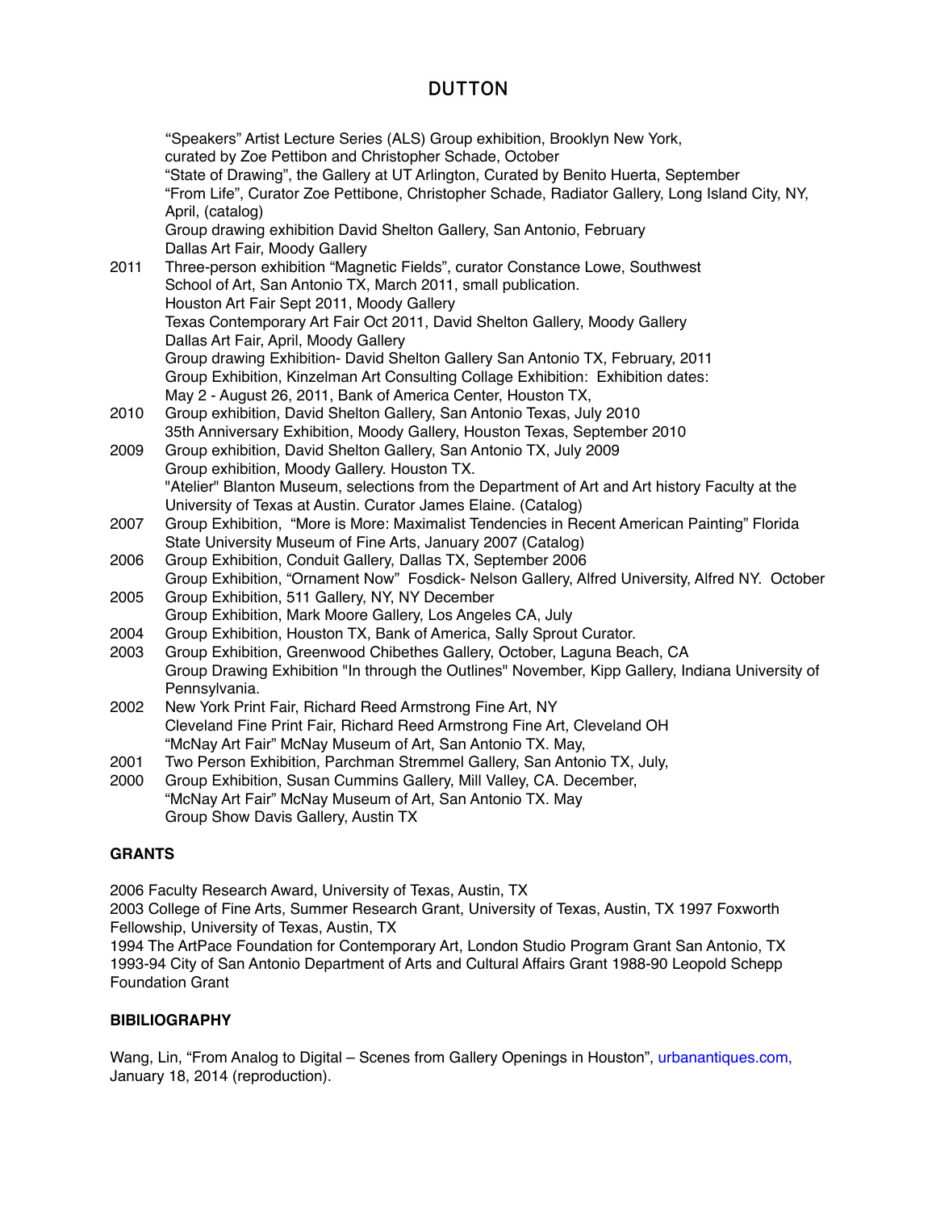"Speakers" Artist Lecture Series (ALS) Group exhibition, Brooklyn New York, curated by Zoe Pettibon and Christopher Schade, October
"State of Drawing", the Gallery at UT Arlington, Curated by Benito Huerta, September
"From Life", Curator Zoe Pettibone, Christopher Schade, Radiator Gallery, Long Island City, NY, April, (catalog)
Group drawing exhibition David Shelton Gallery, San Antonio, February
Dallas Art Fair, Moody Gallery

2011 Three-person exhibition "Magnetic Fields", curator Constance Lowe, Southwest School of Art, San Antonio TX, March 2011, small publication.
Houston Art Fair Sept 2011, Moody Gallery
Texas Contemporary Art Fair Oct 2011, David Shelton Gallery, Moody Gallery
Dallas Art Fair, April, Moody Gallery
Group drawing Exhibition- David Shelton Gallery San Antonio TX, February, 2011
Group Exhibition, Kinzelman Art Consulting Collage Exhibition: Exhibition dates: May 2 - August 26, 2011, Bank of America Center, Houston TX,

2010 Group exhibition, David Shelton Gallery, San Antonio Texas, July 2010
35th Anniversary Exhibition, Moody Gallery, Houston Texas, September 2010

2009 Group exhibition, David Shelton Gallery, San Antonio TX, July 2009
Group exhibition, Moody Gallery. Houston TX.
"Atelier" Blanton Museum, selections from the Department of Art and Art history Faculty at the University of Texas at Austin. Curator James Elaine. (Catalog)

2007 Group Exhibition, "More is More: Maximalist Tendencies in Recent American Painting" Florida State University Museum of Fine Arts, January 2007 (Catalog)

2006 Group Exhibition, Conduit Gallery, Dallas TX, September 2006
Group Exhibition, "Ornament Now" Fosdick- Nelson Gallery, Alfred University, Alfred NY. October

2005 Group Exhibition, 511 Gallery, NY, NY December
Group Exhibition, Mark Moore Gallery, Los Angeles CA, July

2004 Group Exhibition, Houston TX, Bank of America, Sally Sprout Curator.

2003 Group Exhibition, Greenwood Chibethes Gallery, October, Laguna Beach, CA
Group Drawing Exhibition "In through the Outlines" November, Kipp Gallery, Indiana University of Pennsylvania.

2002 New York Print Fair, Richard Reed Armstrong Fine Art, NY
Cleveland Fine Print Fair, Richard Reed Armstrong Fine Art, Cleveland OH
"McNay Art Fair" McNay Museum of Art, San Antonio TX. May,

2001 Two Person Exhibition, Parchman Stremmel Gallery, San Antonio TX, July,

2000 Group Exhibition, Susan Cummins Gallery, Mill Valley, CA. December,
"McNay Art Fair" McNay Museum of Art, San Antonio TX. May
Group Show Davis Gallery, Austin TX

**GRANTS**

2006 Faculty Research Award, University of Texas, Austin, TX
2003 College of Fine Arts, Summer Research Grant, University of Texas, Austin, TX 1997 Foxworth Fellowship, University of Texas, Austin, TX
1994 The ArtPace Foundation for Contemporary Art, London Studio Program Grant San Antonio, TX
1993-94 City of San Antonio Department of Arts and Cultural Affairs Grant 1988-90 Leopold Schepp Foundation Grant

**BIBILIOGRAPHY**

Wang, Lin, "From Analog to Digital – Scenes from Gallery Openings in Houston", urbanantiques.com, January 18, 2014 (reproduction).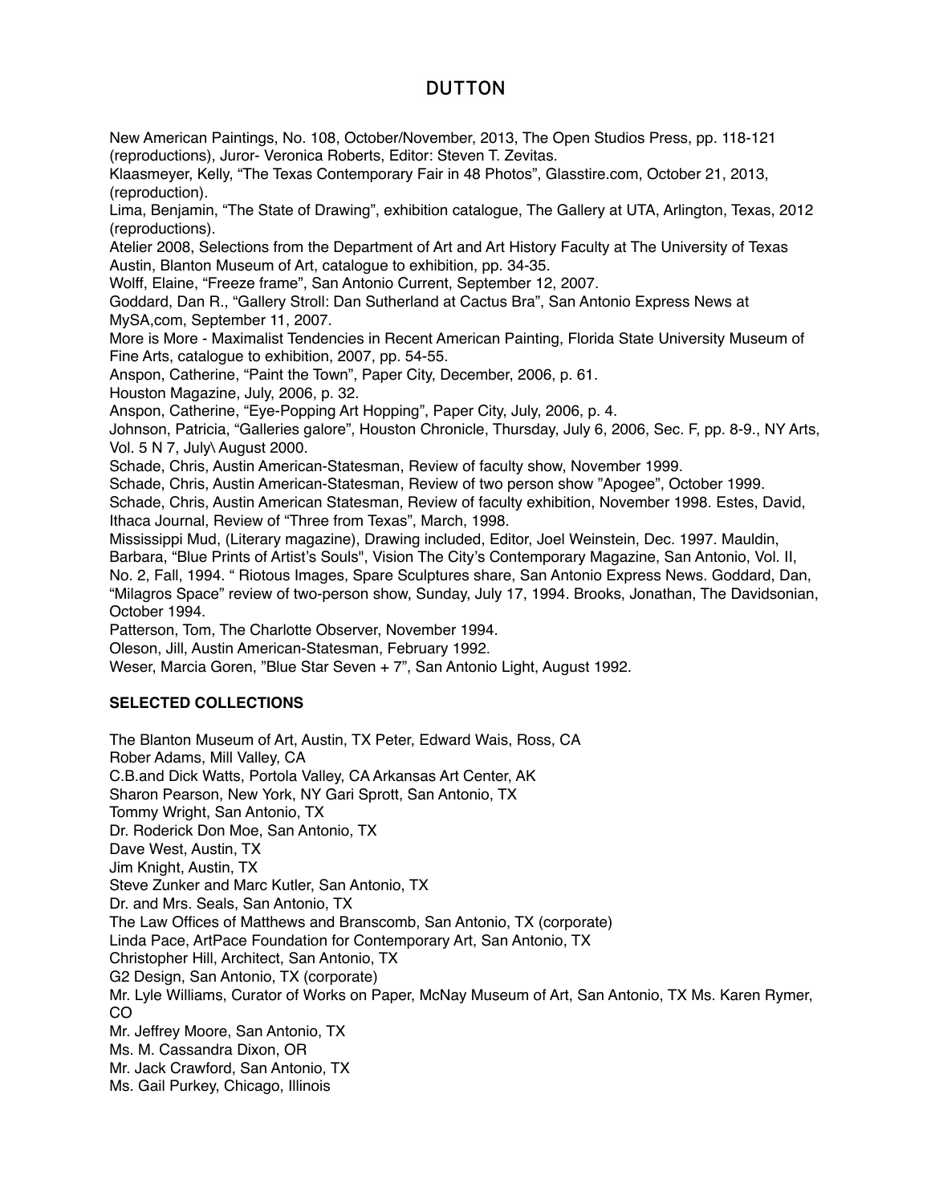New American Paintings, No. 108, October/November, 2013, The Open Studios Press, pp. 118-121 (reproductions), Juror- Veronica Roberts, Editor: Steven T. Zevitas.
Klaasmeyer, Kelly, “The Texas Contemporary Fair in 48 Photos”, Glasstire.com, October 21, 2013, (reproduction).
Lima, Benjamin, “The State of Drawing”, exhibition catalogue, The Gallery at UTA, Arlington, Texas, 2012 (reproductions).
Atelier 2008, Selections from the Department of Art and Art History Faculty at The University of Texas Austin, Blanton Museum of Art, catalogue to exhibition, pp. 34-35.
Wolff, Elaine, “Freeze frame”, San Antonio Current, September 12, 2007.
Goddard, Dan R., “Gallery Stroll: Dan Sutherland at Cactus Bra”, San Antonio Express News at MySA,com, September 11, 2007.
More is More - Maximalist Tendencies in Recent American Painting, Florida State University Museum of Fine Arts, catalogue to exhibition, 2007, pp. 54-55.
Anspon, Catherine, “Paint the Town”, Paper City, December, 2006, p. 61.
Houston Magazine, July, 2006, p. 32.
Anspon, Catherine, “Eye-Popping Art Hopping”, Paper City, July, 2006, p. 4.
Johnson, Patricia, “Galleries galore”, Houston Chronicle, Thursday, July 6, 2006, Sec. F, pp. 8-9., NY Arts, Vol. 5 N 7, July\ August 2000.
Schade, Chris, Austin American-Statesman, Review of faculty show, November 1999.
Schade, Chris, Austin American-Statesman, Review of two person show ”Apogee”, October 1999.
Schade, Chris, Austin American Statesman, Review of faculty exhibition, November 1998. Estes, David, Ithaca Journal, Review of “Three from Texas”, March, 1998.
Mississippi Mud, (Literary magazine), Drawing included, Editor, Joel Weinstein, Dec. 1997. Mauldin, Barbara, “Blue Prints of Artist’s Souls", Vision The City’s Contemporary Magazine, San Antonio, Vol. II, No. 2, Fall, 1994. “ Riotous Images, Spare Sculptures share, San Antonio Express News. Goddard, Dan, “Milagros Space” review of two-person show, Sunday, July 17, 1994. Brooks, Jonathan, The Davidsonian, October 1994.
Patterson, Tom, The Charlotte Observer, November 1994.
Oleson, Jill, Austin American-Statesman, February 1992.
Weser, Marcia Goren, ”Blue Star Seven + 7”, San Antonio Light, August 1992.

**SELECTED COLLECTIONS**

The Blanton Museum of Art, Austin, TX Peter, Edward Wais, Ross, CA
Rober Adams, Mill Valley, CA
C.B.and Dick Watts, Portola Valley, CA Arkansas Art Center, AK
Sharon Pearson, New York, NY Gari Sprott, San Antonio, TX
Tommy Wright, San Antonio, TX
Dr. Roderick Don Moe, San Antonio, TX
Dave West, Austin, TX
Jim Knight, Austin, TX
Steve Zunker and Marc Kutler, San Antonio, TX
Dr. and Mrs. Seals, San Antonio, TX
The Law Offices of Matthews and Branscomb, San Antonio, TX (corporate)
Linda Pace, ArtPace Foundation for Contemporary Art, San Antonio, TX
Christopher Hill, Architect, San Antonio, TX
G2 Design, San Antonio, TX (corporate)
Mr. Lyle Williams, Curator of Works on Paper, McNay Museum of Art, San Antonio, TX Ms. Karen Rymer, CO
Mr. Jeffrey Moore, San Antonio, TX
Ms. M. Cassandra Dixon, OR
Mr. Jack Crawford, San Antonio, TX
Ms. Gail Purkey, Chicago, Illinois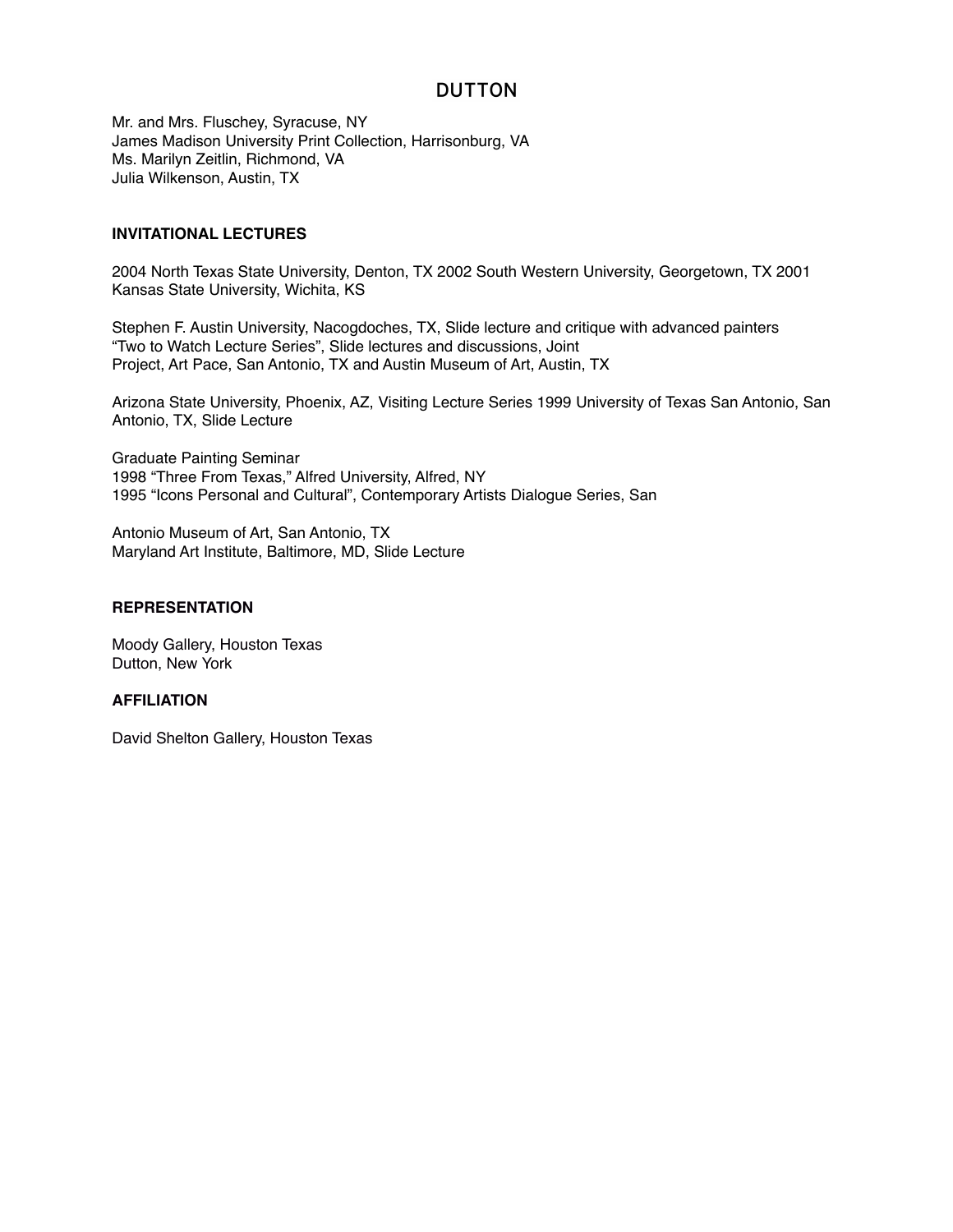Mr. and Mrs. Fluschey, Syracuse, NY
James Madison University Print Collection, Harrisonburg, VA
Ms. Marilyn Zeitlin, Richmond, VA
Julia Wilkenson, Austin, TX

**INVITATIONAL LECTURES**

2004 North Texas State University, Denton, TX 2002 South Western University, Georgetown, TX 2001 Kansas State University, Wichita, KS

Stephen F. Austin University, Nacogdoches, TX, Slide lecture and critique with advanced painters
"Two to Watch Lecture Series", Slide lectures and discussions, Joint
Project, Art Pace, San Antonio, TX and Austin Museum of Art, Austin, TX

Arizona State University, Phoenix, AZ, Visiting Lecture Series 1999 University of Texas San Antonio, San Antonio, TX, Slide Lecture

Graduate Painting Seminar
1998 "Three From Texas," Alfred University, Alfred, NY
1995 "Icons Personal and Cultural", Contemporary Artists Dialogue Series, San

Antonio Museum of Art, San Antonio, TX
Maryland Art Institute, Baltimore, MD, Slide Lecture

**REPRESENTATION**

Moody Gallery, Houston Texas
Dutton, New York

**AFFILIATION**

David Shelton Gallery, Houston Texas